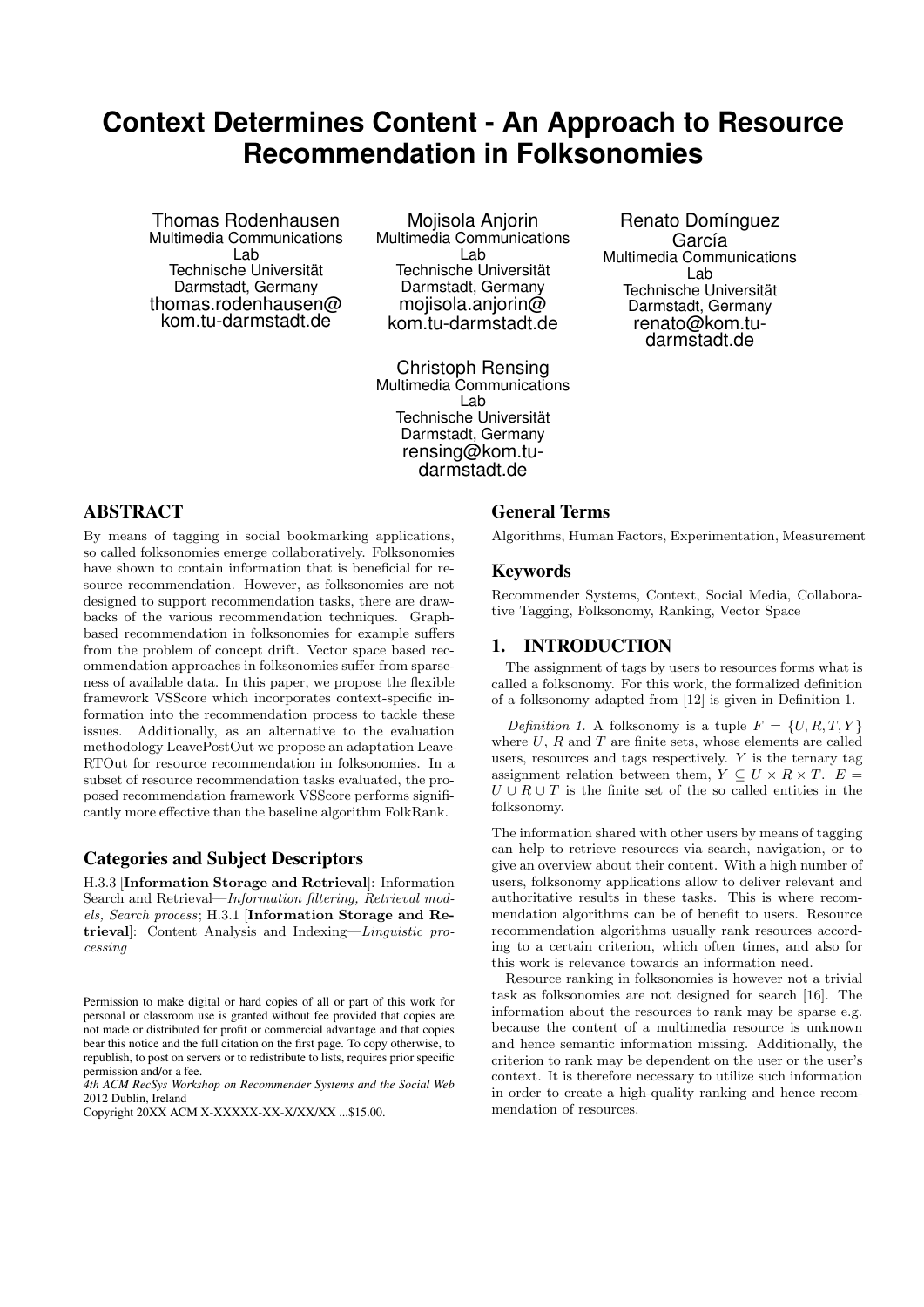# Context Determines Content - An Approach to Resource Recommendation in Folksonomies

Thomas Rodenhausen
Multimedia Communications Lab
Technische Universität Darmstadt, Germany
thomas.rodenhausen@kom.tu-darmstadt.de

Mojisola Anjorin
Multimedia Communications Lab
Technische Universität Darmstadt, Germany
mojisola.anjorin@kom.tu-darmstadt.de

Renato Domínguez García
Multimedia Communications Lab
Technische Universität Darmstadt, Germany
renato@kom.tu-darmstadt.de

Christoph Rensing
Multimedia Communications Lab
Technische Universität Darmstadt, Germany
rensing@kom.tu-darmstadt.de

## ABSTRACT

By means of tagging in social bookmarking applications, so called folksonomies emerge collaboratively. Folksonomies have shown to contain information that is beneficial for resource recommendation. However, as folksonomies are not designed to support recommendation tasks, there are drawbacks of the various recommendation techniques. Graph-based recommendation in folksonomies for example suffers from the problem of concept drift. Vector space based recommendation approaches in folksonomies suffer from sparseness of available data. In this paper, we propose the flexible framework VSScore which incorporates context-specific information into the recommendation process to tackle these issues. Additionally, as an alternative to the evaluation methodology LeavePostOut we propose an adaptation Leave-RTOut for resource recommendation in folksonomies. In a subset of resource recommendation tasks evaluated, the proposed recommendation framework VSScore performs significantly more effective than the baseline algorithm FolkRank.

### Categories and Subject Descriptors

H.3.3 [**Information Storage and Retrieval**]: Information Search and Retrieval—*Information filtering, Retrieval models, Search process*; H.3.1 [**Information Storage and Retrieval**]: Content Analysis and Indexing—*Linguistic processing*

Permission to make digital or hard copies of all or part of this work for personal or classroom use is granted without fee provided that copies are not made or distributed for profit or commercial advantage and that copies bear this notice and the full citation on the first page. To copy otherwise, to republish, to post on servers or to redistribute to lists, requires prior specific permission and/or a fee.
*4th ACM RecSys Workshop on Recommender Systems and the Social Web* 2012 Dublin, Ireland
Copyright 20XX ACM X-XXXXX-XX-X/XX/XX ...$15.00.

### General Terms

Algorithms, Human Factors, Experimentation, Measurement

### Keywords

Recommender Systems, Context, Social Media, Collaborative Tagging, Folksonomy, Ranking, Vector Space

## 1. INTRODUCTION

The assignment of tags by users to resources forms what is called a folksonomy. For this work, the formalized definition of a folksonomy adapted from [12] is given in Definition 1.

*Definition 1.* A folksonomy is a tuple $F = \{U, R, T, Y\}$ where $U$, $R$ and $T$ are finite sets, whose elements are called users, resources and tags respectively. $Y$ is the ternary tag assignment relation between them, $Y \subseteq U \times R \times T$. $E = U \cup R \cup T$ is the finite set of the so called entities in the folksonomy.

The information shared with other users by means of tagging can help to retrieve resources via search, navigation, or to give an overview about their content. With a high number of users, folksonomy applications allow to deliver relevant and authoritative results in these tasks. This is where recommendation algorithms can be of benefit to users. Resource recommendation algorithms usually rank resources according to a certain criterion, which often times, and also for this work is relevance towards an information need.

Resource ranking in folksonomies is however not a trivial task as folksonomies are not designed for search [16]. The information about the resources to rank may be sparse e.g. because the content of a multimedia resource is unknown and hence semantic information missing. Additionally, the criterion to rank may be dependent on the user or the user's context. It is therefore necessary to utilize such information in order to create a high-quality ranking and hence recommendation of resources.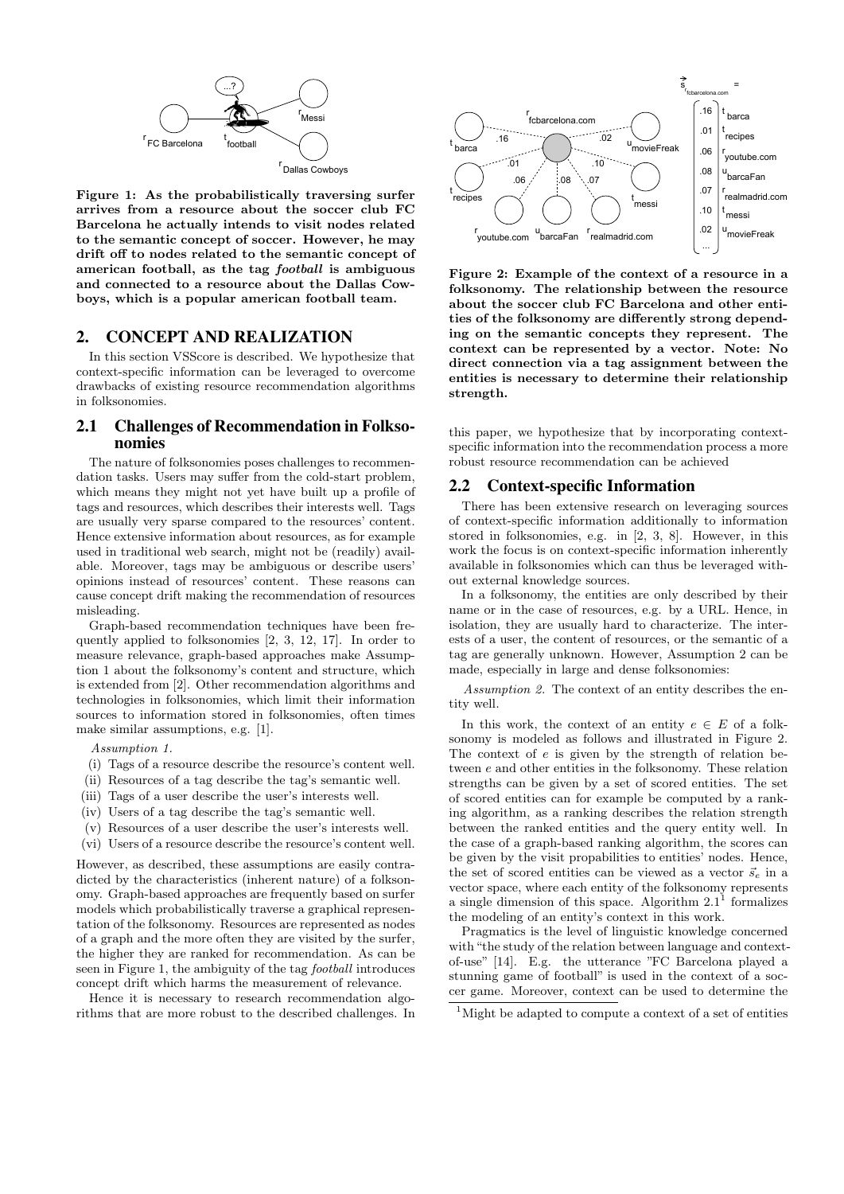r FC Barcelona

t football

...?

r Messi

r Dallas Cowboys

**Figure 1: As the probabilistically traversing surfer arrives from a resource about the soccer club FC Barcelona he actually intends to visit nodes related to the semantic concept of soccer. However, he may drift off to nodes related to the semantic concept of american football, as the tag *football* is ambiguous and connected to a resource about the Dallas Cowboys, which is a popular american football team.**

## 2. CONCEPT AND REALIZATION

In this section VSScore is described. We hypothesize that context-specific information can be leveraged to overcome drawbacks of existing resource recommendation algorithms in folksonomies.

### 2.1 Challenges of Recommendation in Folksonomies

The nature of folksonomies poses challenges to recommendation tasks. Users may suffer from the cold-start problem, which means they might not yet have built up a profile of tags and resources, which describes their interests well. Tags are usually very sparse compared to the resources' content. Hence extensive information about resources, as for example used in traditional web search, might not be (readily) available. Moreover, tags may be ambiguous or describe users' opinions instead of resources' content. These reasons can cause concept drift making the recommendation of resources misleading.

Graph-based recommendation techniques have been frequently applied to folksonomies [2, 3, 12, 17]. In order to measure relevance, graph-based approaches make Assumption 1 about the folksonomy's content and structure, which is extended from [2]. Other recommendation algorithms and technologies in folksonomies, which limit their information sources to information stored in folksonomies, often times make similar assumptions, e.g. [1].

*Assumption 1.*

(i) Tags of a resource describe the resource's content well.
(ii) Resources of a tag describe the tag's semantic well.
(iii) Tags of a user describe the user's interests well.
(iv) Users of a tag describe the tag's semantic well.
(v) Resources of a user describe the user's interests well.
(vi) Users of a resource describe the resource's content well.

However, as described, these assumptions are easily contradicted by the characteristics (inherent nature) of a folksonomy. Graph-based approaches are frequently based on surfer models which probabilistically traverse a graphical representation of the folksonomy. Resources are represented as nodes of a graph and the more often they are visited by the surfer, the higher they are ranked for recommendation. As can be seen in Figure 1, the ambiguity of the tag *football* introduces concept drift which harms the measurement of relevance.

Hence it is necessary to research recommendation algorithms that are more robust to the described challenges. In this paper, we hypothesize that by incorporating context-specific information into the recommendation process a more robust resource recommendation can be achieved

$\vec{s}_{fcbarcelona.com}$ =

r fcbarcelona.com

t barca .16

.02 u movieFreak

.01 .10

t recipes .06 .08 .07 t messi

r youtube.com u barcaFan r realmadrid.com

.16 t barca
.01 t recipes
.06 r youtube.com
.08 u barcaFan
.07 r realmadrid.com
.10 t messi
.02 u movieFreak
...

**Figure 2: Example of the context of a resource in a folksonomy. The relationship between the resource about the soccer club FC Barcelona and other entities of the folksonomy are differently strong depending on the semantic concepts they represent. The context can be represented by a vector. Note: No direct connection via a tag assignment between the entities is necessary to determine their relationship strength.**

### 2.2 Context-specific Information

There has been extensive research on leveraging sources of context-specific information additionally to information stored in folksonomies, e.g. in [2, 3, 8]. However, in this work the focus is on context-specific information inherently available in folksonomies which can thus be leveraged without external knowledge sources.

In a folksonomy, the entities are only described by their name or in the case of resources, e.g. by a URL. Hence, in isolation, they are usually hard to characterize. The interests of a user, the content of resources, or the semantic of a tag are generally unknown. However, Assumption 2 can be made, especially in large and dense folksonomies:

*Assumption 2.* The context of an entity describes the entity well.

In this work, the context of an entity $e \in E$ of a folksonomy is modeled as follows and illustrated in Figure 2. The context of $e$ is given by the strength of relation between $e$ and other entities in the folksonomy. These relation strengths can be given by a set of scored entities. The set of scored entities can for example be computed by a ranking algorithm, as a ranking describes the relation strength between the ranked entities and the query entity well. In the case of a graph-based ranking algorithm, the scores can be given by the visit propabilities to entities' nodes. Hence, the set of scored entities can be viewed as a vector $\vec{s}_e$ in a vector space, where each entity of the folksonomy represents a single dimension of this space. Algorithm 2.1[1] formalizes the modeling of an entity's context in this work.

Pragmatics is the level of linguistic knowledge concerned with "the study of the relation between language and context-of-use" [14]. E.g. the utterance "FC Barcelona played a stunning game of football" is used in the context of a soccer game. Moreover, context can be used to determine the

[1] Might be adapted to compute a context of a set of entities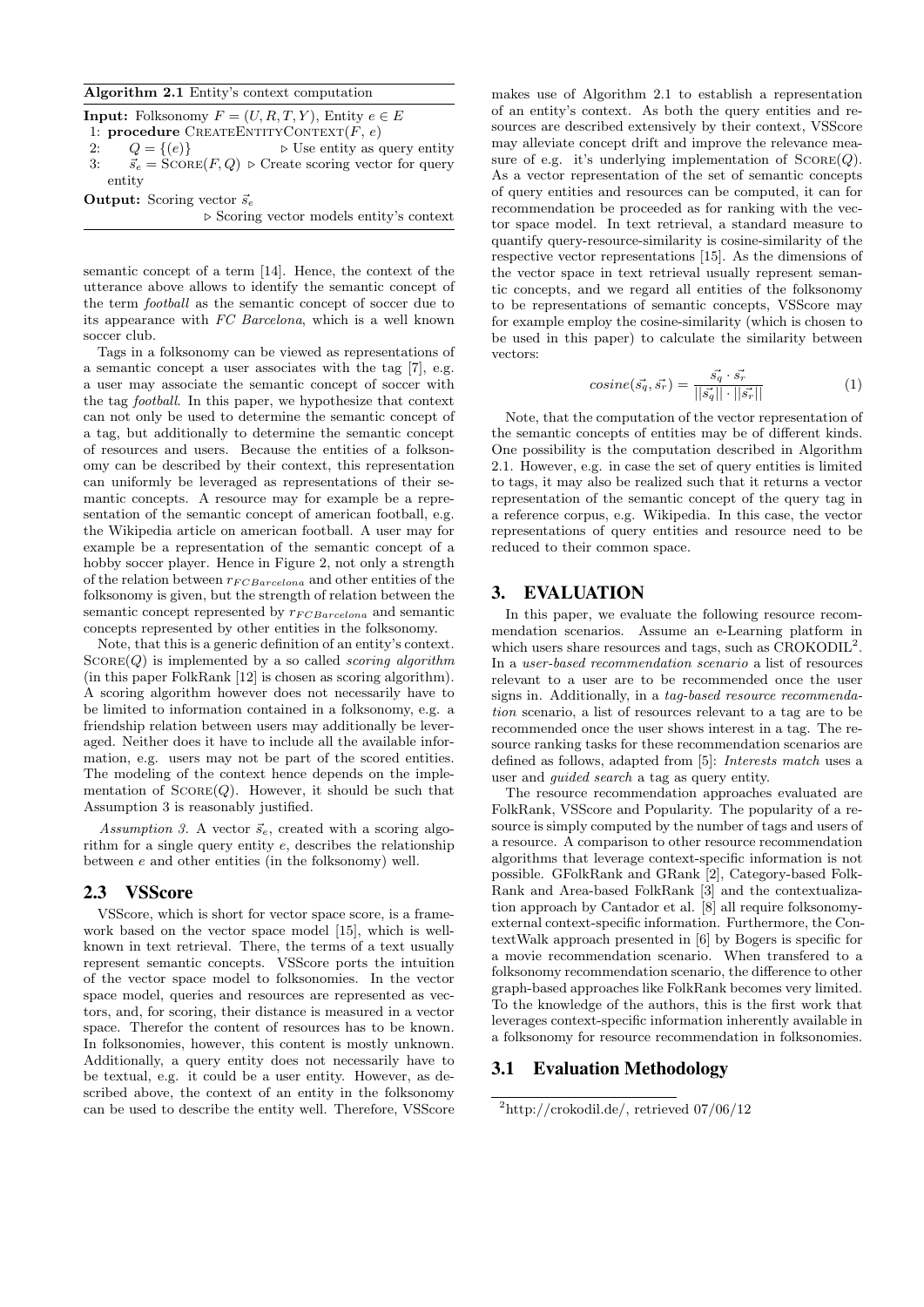**Algorithm 2.1** Entity's context computation

**Input:** Folksonomy $F = (U, R, T, Y)$, Entity $e \in E$

1: **procedure** CreateEntityContext($F$, $e$)

2: $Q = \{(e)\}$ ▷ Use entity as query entity

3: $\vec{s_e} = \text{Score}(F, Q)$ ▷ Create scoring vector for query entity

**Output:** Scoring vector $\vec{s_e}$

▷ Scoring vector models entity's context

semantic concept of a term [14]. Hence, the context of the utterance above allows to identify the semantic concept of the term *football* as the semantic concept of soccer due to its appearance with *FC Barcelona*, which is a well known soccer club.

Tags in a folksonomy can be viewed as representations of a semantic concept a user associates with the tag [7], e.g. a user may associate the semantic concept of soccer with the tag *football*. In this paper, we hypothesize that context can not only be used to determine the semantic concept of a tag, but additionally to determine the semantic concept of resources and users. Because the entities of a folksonomy can be described by their context, this representation can uniformly be leveraged as representations of their semantic concepts. A resource may for example be a representation of the semantic concept of american football, e.g. the Wikipedia article on american football. A user may for example be a representation of the semantic concept of a hobby soccer player. Hence in Figure 2, not only a strength of the relation between $r_{FCBarcelona}$ and other entities of the folksonomy is given, but the strength of relation between the semantic concept represented by $r_{FCBarcelona}$ and semantic concepts represented by other entities in the folksonomy.

Note, that this is a generic definition of an entity's context. Score($Q$) is implemented by a so called *scoring algorithm* (in this paper FolkRank [12] is chosen as scoring algorithm). A scoring algorithm however does not necessarily have to be limited to information contained in a folksonomy, e.g. a friendship relation between users may additionally be leveraged. Neither does it have to include all the available information, e.g. users may not be part of the scored entities. The modeling of the context hence depends on the implementation of Score($Q$). However, it should be such that Assumption 3 is reasonably justified.

*Assumption 3.* A vector $\vec{s_e}$, created with a scoring algorithm for a single query entity $e$, describes the relationship between $e$ and other entities (in the folksonomy) well.

## 2.3 VSScore

VSScore, which is short for vector space score, is a framework based on the vector space model [15], which is well-known in text retrieval. There, the terms of a text usually represent semantic concepts. VSScore ports the intuition of the vector space model to folksonomies. In the vector space model, queries and resources are represented as vectors, and, for scoring, their distance is measured in a vector space. Therefor the content of resources has to be known. In folksonomies, however, this content is mostly unknown. Additionally, a query entity does not necessarily have to be textual, e.g. it could be a user entity. However, as described above, the context of an entity in the folksonomy can be used to describe the entity well. Therefore, VSScore makes use of Algorithm 2.1 to establish a representation of an entity's context. As both the query entities and resources are described extensively by their context, VSScore may alleviate concept drift and improve the relevance measure of e.g. it's underlying implementation of Score($Q$). As a vector representation of the set of semantic concepts of query entities and resources can be computed, it can for recommendation be proceeded as for ranking with the vector space model. In text retrieval, a standard measure to quantify query-resource-similarity is cosine-similarity of the respective vector representations [15]. As the dimensions of the vector space in text retrieval usually represent semantic concepts, and we regard all entities of the folksonomy to be representations of semantic concepts, VSScore may for example employ the cosine-similarity (which is chosen to be used in this paper) to calculate the similarity between vectors:

$$cosine(\vec{s_q}, \vec{s_r}) = \frac{\vec{s_q} \cdot \vec{s_r}}{||\vec{s_q}|| \cdot ||\vec{s_r}||} \quad (1)$$

Note, that the computation of the vector representation of the semantic concepts of entities may be of different kinds. One possibility is the computation described in Algorithm 2.1. However, e.g. in case the set of query entities is limited to tags, it may also be realized such that it returns a vector representation of the semantic concept of the query tag in a reference corpus, e.g. Wikipedia. In this case, the vector representations of query entities and resource need to be reduced to their common space.

# 3. EVALUATION

In this paper, we evaluate the following resource recommendation scenarios. Assume an e-Learning platform in which users share resources and tags, such as CROKODIL[2]. In a *user-based recommendation scenario* a list of resources relevant to a user are to be recommended once the user signs in. Additionally, in a *tag-based resource recommendation* scenario, a list of resources relevant to a tag are to be recommended once the user shows interest in a tag. The resource ranking tasks for these recommendation scenarios are defined as follows, adapted from [5]: *Interests match* uses a user and *guided search* a tag as query entity.

The resource recommendation approaches evaluated are FolkRank, VSScore and Popularity. The popularity of a resource is simply computed by the number of tags and users of a resource. A comparison to other resource recommendation algorithms that leverage context-specific information is not possible. GFolkRank and GRank [2], Category-based FolkRank and Area-based FolkRank [3] and the contextualization approach by Cantador et al. [8] all require folksonomy-external context-specific information. Furthermore, the ContextWalk approach presented in [6] by Bogers is specific for a movie recommendation scenario. When transfered to a folksonomy recommendation scenario, the difference to other graph-based approaches like FolkRank becomes very limited. To the knowledge of the authors, this is the first work that leverages context-specific information inherently available in a folksonomy for resource recommendation in folksonomies.

## 3.1 Evaluation Methodology

[2] http://crokodil.de/, retrieved 07/06/12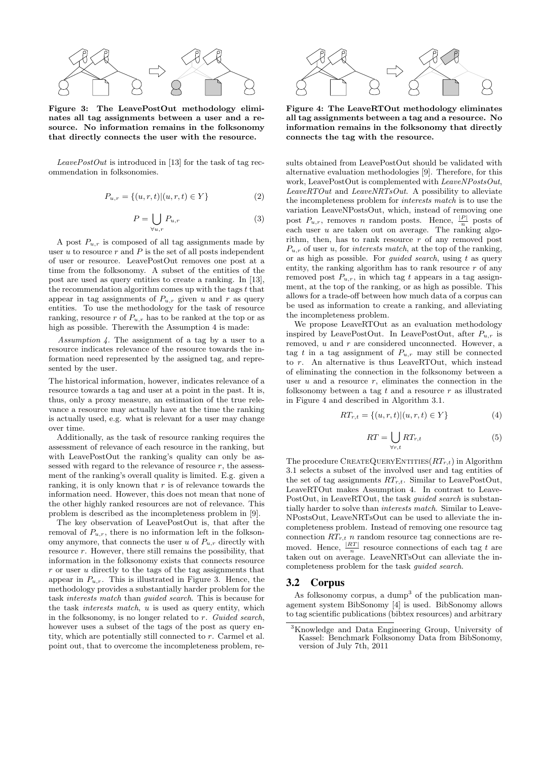**Figure 3: The LeavePostOut methodology eliminates all tag assignments between a user and a resource. No information remains in the folksonomy that directly connects the user with the resource.**

**Figure 4: The LeaveRTOut methodology eliminates all tag assignments between a tag and a resource. No information remains in the folksonomy that directly connects the tag with the resource.**

*LeavePostOut* is introduced in [13] for the task of tag recommendation in folksonomies.

$$P_{u,r} = \{(u, r, t)|(u, r, t) \in Y\} \tag{2}$$

$$P = \bigcup_{\forall u,r} P_{u,r} \tag{3}$$

A post $P_{u,r}$ is composed of all tag assignments made by user $u$ to resource $r$ and $P$ is the set of all posts independent of user or resource. LeavePostOut removes one post at a time from the folksonomy. A subset of the entities of the post are used as query entities to create a ranking. In [13], the recommendation algorithm comes up with the tags $t$ that appear in tag assignments of $P_{u,r}$ given $u$ and $r$ as query entities. To use the methodology for the task of resource ranking, resource $r$ of $P_{u,r}$ has to be ranked at the top or as high as possible. Therewith the Assumption 4 is made:

*Assumption 4.* The assignment of a tag by a user to a resource indicates relevance of the resource towards the information need represented by the assigned tag, and represented by the user.

The historical information, however, indicates relevance of a resource towards a tag and user at a point in the past. It is, thus, only a proxy measure, an estimation of the true relevance a resource may actually have at the time the ranking is actually used, e.g. what is relevant for a user may change over time.

Additionally, as the task of resource ranking requires the assessment of relevance of each resource in the ranking, but with LeavePostOut the ranking's quality can only be assessed with regard to the relevance of resource $r$, the assessment of the ranking's overall quality is limited. E.g. given a ranking, it is only known that $r$ is of relevance towards the information need. However, this does not mean that none of the other highly ranked resources are not of relevance. This problem is described as the incompleteness problem in [9].

The key observation of LeavePostOut is, that after the removal of $P_{u,r}$, there is no information left in the folksonomy anymore, that connects the user $u$ of $P_{u,r}$ directly with resource $r$. However, there still remains the possibility, that information in the folksonomy exists that connects resource $r$ or user $u$ directly to the tags of the tag assignments that appear in $P_{u,r}$. This is illustrated in Figure 3. Hence, the methodology provides a substantially harder problem for the task *interests match* than *guided search*. This is because for the task *interests match*, $u$ is used as query entity, which in the folksonomy, is no longer related to $r$. *Guided search*, however uses a subset of the tags of the post as query entity, which are potentially still connected to $r$. Carmel et al. point out, that to overcome the incompleteness problem, results obtained from LeavePostOut should be validated with alternative evaluation methodologies [9]. Therefore, for this work, LeavePostOut is complemented with *LeaveNPostsOut*, *LeaveRTOut* and *LeaveNRTsOut*. A possibility to alleviate the incompleteness problem for *interests match* is to use the variation LeaveNPostsOut, which, instead of removing one post $P_{u,r}$, removes $n$ random posts. Hence, $\frac{|P|}{n}$ posts of each user $u$ are taken out on average. The ranking algorithm, then, has to rank resource $r$ of any removed post $P_{u,r}$ of user $u$, for *interests match*, at the top of the ranking, or as high as possible. For *guided search*, using $t$ as query entity, the ranking algorithm has to rank resource $r$ of any removed post $P_{u,r}$, in which tag $t$ appears in a tag assignment, at the top of the ranking, or as high as possible. This allows for a trade-off between how much data of a corpus can be used as information to create a ranking, and alleviating the incompleteness problem.

We propose LeaveRTOut as an evaluation methodology inspired by LeavePostOut. In LeavePostOut, after $P_{u,r}$ is removed, $u$ and $r$ are considered unconnected. However, a tag $t$ in a tag assignment of $P_{u,r}$ may still be connected to $r$. An alternative is thus LeaveRTOut, which instead of eliminating the connection in the folksonomy between a user $u$ and a resource $r$, eliminates the connection in the folksonomy between a tag $t$ and a resource $r$ as illustrated in Figure 4 and described in Algorithm 3.1.

$$RT_{r,t} = \{(u, r, t)|(u, r, t) \in Y\} \tag{4}$$

$$RT = \bigcup_{\forall r,t} RT_{r,t} \tag{5}$$

The procedure CREATEQUERYENTITIES($RT_{r,t}$) in Algorithm 3.1 selects a subset of the involved user and tag entities of the set of tag assignments $RT_{r,t}$. Similar to LeavePostOut, LeaveRTOut makes Assumption 4. In contrast to LeavePostOut, in LeaveRTOut, the task *guided search* is substantially harder to solve than *interests match*. Similar to LeaveNPostsOut, LeaveNRTsOut can be used to alleviate the incompleteness problem. Instead of removing one resource tag connection $RT_{r,t}$ $n$ random resource tag connections are removed. Hence, $\frac{|RT|}{n}$ resource connections of each tag $t$ are taken out on average. LeaveNRTsOut can alleviate the incompleteness problem for the task *guided search*.

### 3.2 Corpus

As folksonomy corpus, a dump[3] of the publication management system BibSonomy [4] is used. BibSonomy allows to tag scientific publications (bibtex resources) and arbitrary

[3] Knowledge and Data Engineering Group, University of Kassel: Benchmark Folksonomy Data from BibSonomy, version of July 7th, 2011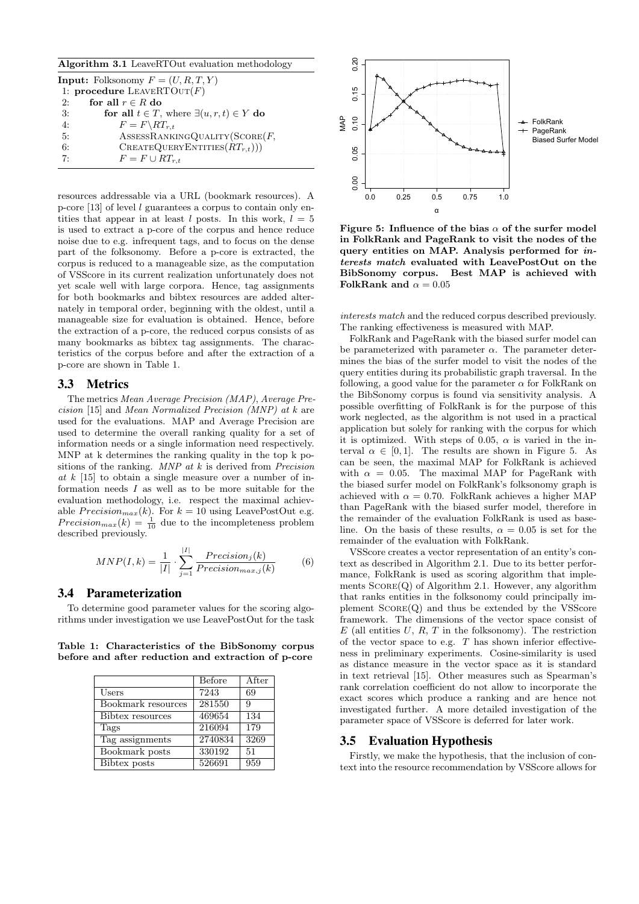**Algorithm 3.1** LeaveRTOut evaluation methodology

```
Input: Folksonomy F = (U, R, T, Y)
1: procedure LeaveRTOut(F)
2:     for all r ∈ R do
3:         for all t ∈ T, where ∃(u, r, t) ∈ Y do
4:             F = F \ RT_{r,t}
5:             AssessRankingQuality(Score(F,
6:             CreateQueryEntities(RT_{r,t})))
7:             F = F ∪ RT_{r,t}
```

resources addressable via a URL (bookmark resources). A p-core [13] of level $l$ guarantees a corpus to contain only entities that appear in at least $l$ posts. In this work, $l = 5$ is used to extract a p-core of the corpus and hence reduce noise due to e.g. infrequent tags, and to focus on the dense part of the folksonomy. Before a p-core is extracted, the corpus is reduced to a manageable size, as the computation of VSScore in its current realization unfortunately does not yet scale well with large corpora. Hence, tag assignments for both bookmarks and bibtex resources are added alternately in temporal order, beginning with the oldest, until a manageable size for evaluation is obtained. Hence, before the extraction of a p-core, the reduced corpus consists of as many bookmarks as bibtex tag assignments. The characteristics of the corpus before and after the extraction of a p-core are shown in Table 1.

## 3.3 Metrics

The metrics *Mean Average Precision (MAP)*, *Average Precision* [15] and *Mean Normalized Precision (MNP) at k* are used for the evaluations. MAP and Average Precision are used to determine the overall ranking quality for a set of information needs or a single information need respectively. MNP at k determines the ranking quality in the top k positions of the ranking. *MNP at k* is derived from *Precision at k* [15] to obtain a single measure over a number of information needs $I$ as well as to be more suitable for the evaluation methodology, i.e. respect the maximal achievable $Precision_{max}(k)$. For $k = 10$ using LeavePostOut e.g. $Precision_{max}(k) = \frac{1}{10}$ due to the incompleteness problem described previously.

$$MNP(I, k) = \frac{1}{|I|} \cdot \sum_{j=1}^{|I|} \frac{Precision_j(k)}{Precision_{max,j}(k)} \tag{6}$$

## 3.4 Parameterization

To determine good parameter values for the scoring algorithms under investigation we use LeavePostOut for the task *interests match* and the reduced corpus described previously. The ranking effectiveness is measured with MAP.

**Table 1: Characteristics of the BibSonomy corpus before and after reduction and extraction of p-core**

| | Before | After |
|---|---|---|
| Users | 7243 | 69 |
| Bookmark resources | 281550 | 9 |
| Bibtex resources | 469654 | 134 |
| Tags | 216094 | 179 |
| Tag assignments | 2740834 | 3269 |
| Bookmark posts | 330192 | 51 |
| Bibtex posts | 526691 | 959 |

**Figure 5: Influence of the bias $\alpha$ of the surfer model in FolkRank and PageRank to visit the nodes of the query entities on MAP. Analysis performed for *interests match* evaluated with LeavePostOut on the BibSonomy corpus. Best MAP is achieved with FolkRank and $\alpha = 0.05$**

FolkRank and PageRank with the biased surfer model can be parameterized with parameter $\alpha$. The parameter determines the bias of the surfer model to visit the nodes of the query entities during its probabilistic graph traversal. In the following, a good value for the parameter $\alpha$ for FolkRank on the BibSonomy corpus is found via sensitivity analysis. A possible overfitting of FolkRank is for the purpose of this work neglected, as the algorithm is not used in a practical application but solely for ranking with the corpus for which it is optimized. With steps of 0.05, $\alpha$ is varied in the interval $\alpha \in [0, 1]$. The results are shown in Figure 5. As can be seen, the maximal MAP for FolkRank is achieved with $\alpha = 0.05$. The maximal MAP for PageRank with the biased surfer model on FolkRank's folksonomy graph is achieved with $\alpha = 0.70$. FolkRank achieves a higher MAP than PageRank with the biased surfer model, therefore in the remainder of the evaluation FolkRank is used as baseline. On the basis of these results, $\alpha = 0.05$ is set for the remainder of the evaluation with FolkRank.

VSScore creates a vector representation of an entity's context as described in Algorithm 2.1. Due to its better performance, FolkRank is used as scoring algorithm that implements SCORE(Q) of Algorithm 2.1. However, any algorithm that ranks entities in the folksonomy could principally implement SCORE(Q) and thus be extended by the VSScore framework. The dimensions of the vector space consist of $E$ (all entities $U$, $R$, $T$ in the folksonomy). The restriction of the vector space to e.g. $T$ has shown inferior effectiveness in preliminary experiments. Cosine-similarity is used as distance measure in the vector space as it is standard in text retrieval [15]. Other measures such as Spearman's rank correlation coefficient do not allow to incorporate the exact scores which produce a ranking and are hence not investigated further. A more detailed investigation of the parameter space of VSScore is deferred for later work.

## 3.5 Evaluation Hypothesis

Firstly, we make the hypothesis, that the inclusion of context into the resource recommendation by VSScore allows for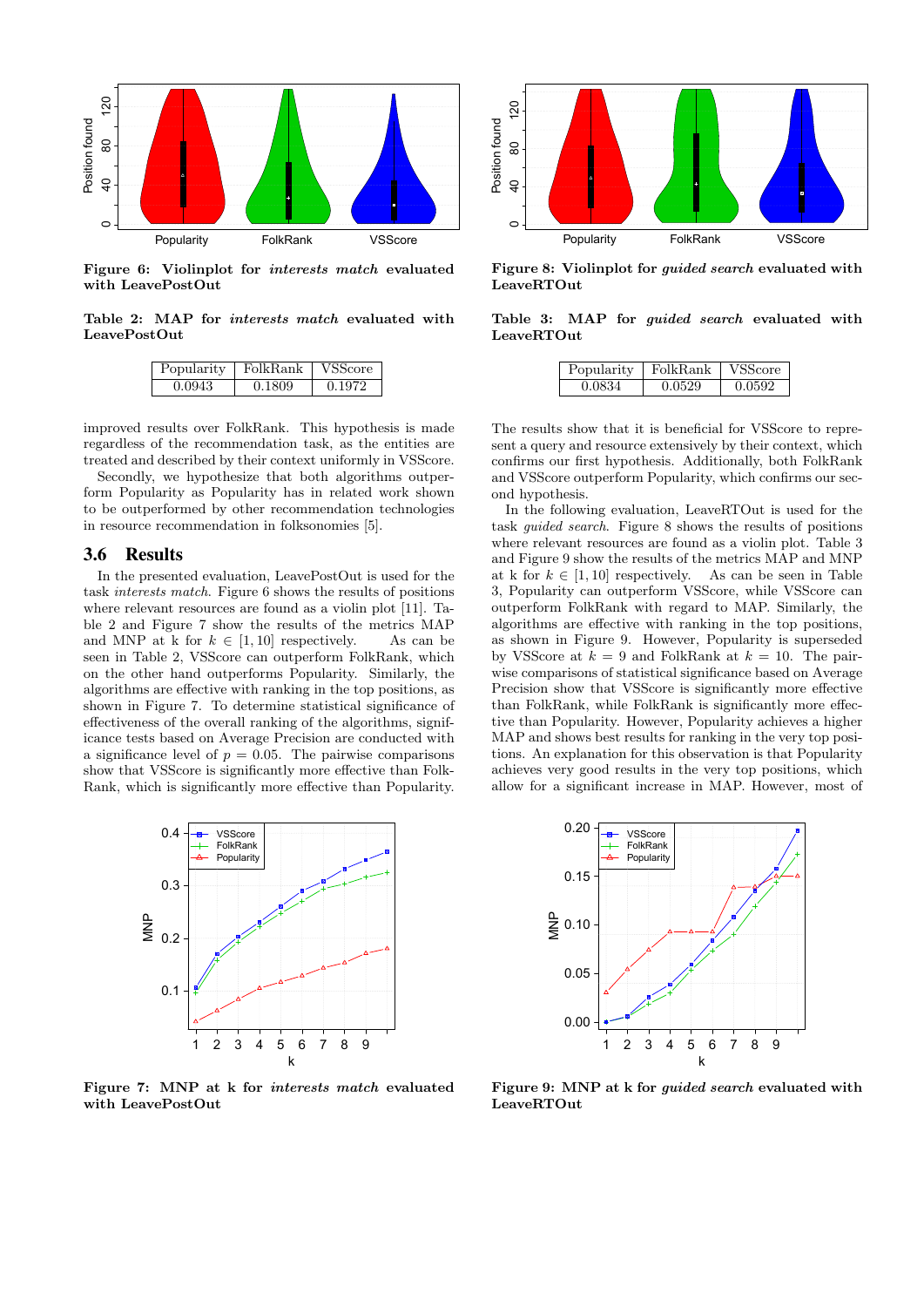Position found

0

40

80

120

Popularity

FolkRank

VSScore

**Figure 6: Violinplot for *interests match* evaluated with LeavePostOut**

**Table 2: MAP for *interests match* evaluated with LeavePostOut**

| Popularity | FolkRank | VSScore |
|---|---|---|
| 0.0943 | 0.1809 | 0.1972 |

improved results over FolkRank. This hypothesis is made regardless of the recommendation task, as the entities are treated and described by their context uniformly in VSScore.

Secondly, we hypothesize that both algorithms outperform Popularity as Popularity has in related work shown to be outperformed by other recommendation technologies in resource recommendation in folksonomies [5].

## 3.6 Results

In the presented evaluation, LeavePostOut is used for the task *interests match*. Figure 6 shows the results of positions where relevant resources are found as a violin plot [11]. Table 2 and Figure 7 show the results of the metrics MAP and MNP at k for $k \in [1, 10]$ respectively. As can be seen in Table 2, VSScore can outperform FolkRank, which on the other hand outperforms Popularity. Similarly, the algorithms are effective with ranking in the top positions, as shown in Figure 7. To determine statistical significance of effectiveness of the overall ranking of the algorithms, significance tests based on Average Precision are conducted with a significance level of $p = 0.05$. The pairwise comparisons show that VSScore is significantly more effective than FolkRank, which is significantly more effective than Popularity.

Position found

0

40

80

120

Popularity

FolkRank

VSScore

**Figure 8: Violinplot for *guided search* evaluated with LeaveRTOut**

**Table 3: MAP for *guided search* evaluated with LeaveRTOut**

| Popularity | FolkRank | VSScore |
|---|---|---|
| 0.0834 | 0.0529 | 0.0592 |

The results show that it is beneficial for VSScore to represent a query and resource extensively by their context, which confirms our first hypothesis. Additionally, both FolkRank and VSScore outperform Popularity, which confirms our second hypothesis.

In the following evaluation, LeaveRTOut is used for the task *guided search*. Figure 8 shows the results of positions where relevant resources are found as a violin plot. Table 3 and Figure 9 show the results of the metrics MAP and MNP at k for $k \in [1, 10]$ respectively. As can be seen in Table 3, Popularity can outperform VSScore, while VSScore can outperform FolkRank with regard to MAP. Similarly, the algorithms are effective with ranking in the top positions, as shown in Figure 9. However, Popularity is superseded by VSScore at $k = 9$ and FolkRank at $k = 10$. The pairwise comparisons of statistical significance based on Average Precision show that VSScore is significantly more effective than FolkRank, while FolkRank is significantly more effective than Popularity. However, Popularity achieves a higher MAP and shows best results for ranking in the very top positions. An explanation for this observation is that Popularity achieves very good results in the very top positions, which allow for a significant increase in MAP. However, most of

VSScore
FolkRank
Popularity

MNP

0.1

0.2

0.3

0.4

1 2 3 4 5 6 7 8 9

k

**Figure 7: MNP at k for *interests match* evaluated with LeavePostOut**

VSScore
FolkRank
Popularity

MNP

0.00

0.05

0.10

0.15

0.20

1 2 3 4 5 6 7 8 9

k

**Figure 9: MNP at k for *guided search* evaluated with LeaveRTOut**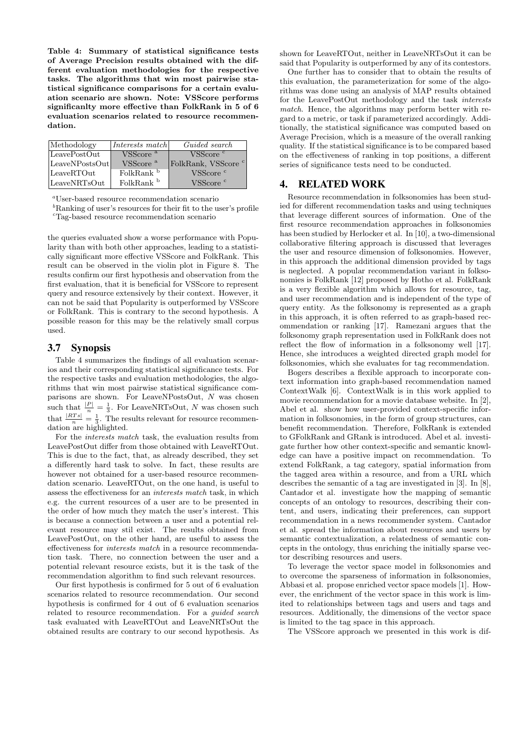**Table 4: Summary of statistical significance tests of Average Precision results obtained with the different evaluation methodologies for the respective tasks. The algorithms that win most pairwise statistical significance comparisons for a certain evaluation scenario are shown. Note: VSScore performs significanlty more effective than FolkRank in 5 of 6 evaluation scenarios related to resource recommendation.**

| Methodology | *Interests match* | *Guided search* |
|---|---|---|
| LeavePostOut | VSScore [a] | VSScore [c] |
| LeaveNPostsOut | VSScore [a] | FolkRank, VSScore [c] |
| LeaveRTOut | FolkRank [b] | VSScore [c] |
| LeaveNRTsOut | FolkRank [b] | VSScore [c] |

[a] User-based resource recommendation scenario
[b] Ranking of user's resources for their fit to the user's profile
[c] Tag-based resource recommendation scenario

the queries evaluated show a worse performance with Popularity than with both other approaches, leading to a statistically significant more effective VSScore and FolkRank. This result can be observed in the violin plot in Figure 8. The results confirm our first hypothesis and observation from the first evaluation, that it is beneficial for VSScore to represent query and resource extensively by their context. However, it can not be said that Popularity is outperformed by VSScore or FolkRank. This is contrary to the second hypothesis. A possible reason for this may be the relatively small corpus used.

## 3.7 Synopsis

Table 4 summarizes the findings of all evaluation scenarios and their corresponding statistical significance tests. For the respective tasks and evaluation methodologies, the algorithms that win most pairwise statistical significance comparisons are shown. For LeaveNPostsOut, $N$ was chosen such that $\frac{|P|}{n} = \frac{1}{3}$. For LeaveNRTsOut, $N$ was chosen such that $\frac{|RTs|}{n} = \frac{1}{3}$. The results relevant for resource recommendation are highlighted.

For the *interests match* task, the evaluation results from LeavePostOut differ from those obtained with LeaveRTOut. This is due to the fact, that, as already described, they set a differently hard task to solve. In fact, these results are however not obtained for a user-based resource recommendation scenario. LeaveRTOut, on the one hand, is useful to assess the effectiveness for an *interests match* task, in which e.g. the current resources of a user are to be presented in the order of how much they match the user's interest. This is because a connection between a user and a potential relevant resource may stil exist. The results obtained from LeavePostOut, on the other hand, are useful to assess the effectiveness for *interests match* in a resource recommendation task. There, no connection between the user and a potential relevant resource exists, but it is the task of the recommendation algorithm to find such relevant resources.

Our first hypothesis is confirmed for 5 out of 6 evaluation scenarios related to resource recommendation. Our second hypothesis is confirmed for 4 out of 6 evaluation scenarios related to resource recommendation. For a *guided search* task evaluated with LeaveRTOut and LeaveNRTsOut the obtained results are contrary to our second hypothesis. As shown for LeaveRTOut, neither in LeaveNRTsOut it can be said that Popularity is outperformed by any of its contestors.

One further has to consider that to obtain the results of this evaluation, the parameterization for some of the algorithms was done using an analysis of MAP results obtained for the LeavePostOut methodology and the task *interests match*. Hence, the algorithms may perform better with regard to a metric, or task if parameterized accordingly. Additionally, the statistical significance was computed based on Average Precision, which is a measure of the overall ranking quality. If the statistical significance is to be compared based on the effectiveness of ranking in top positions, a different series of significance tests need to be conducted.

# 4. RELATED WORK

Resource recommendation in folksonomies has been studied for different recommendation tasks and using techniques that leverage different sources of information. One of the first resource recommendation approaches in folksonomies has been studied by Herlocker et al. In [10], a two-dimensional collaborative filtering approach is discussed that leverages the user and resource dimension of folksonomies. However, in this approach the additional dimension provided by tags is neglected. A popular recommendation variant in folksonomies is FolkRank [12] proposed by Hotho et al. FolkRank is a very flexible algorithm which allows for resource, tag, and user recommendation and is independent of the type of query entity. As the folksonomy is represented as a graph in this approach, it is often referred to as graph-based recommendation or ranking [17]. Ramezani argues that the folksonomy graph representation used in FolkRank does not reflect the flow of information in a folksonomy well [17]. Hence, she introduces a weighted directed graph model for folksonomies, which she evaluates for tag recommendation.

Bogers describes a flexible approach to incorporate context information into graph-based recommendation named ContextWalk [6]. ContextWalk is in this work applied to movie recommendation for a movie database website. In [2], Abel et al. show how user-provided context-specific information in folksonomies, in the form of group structures, can benefit recommendation. Therefore, FolkRank is extended to GFolkRank and GRank is introduced. Abel et al. investigate further how other context-specific and semantic knowledge can have a positive impact on recommendation. To extend FolkRank, a tag category, spatial information from the tagged area within a resource, and from a URL which describes the semantic of a tag are investigated in [3]. In [8], Cantador et al. investigate how the mapping of semantic concepts of an ontology to resources, describing their content, and users, indicating their preferences, can support recommendation in a news recommender system. Cantador et al. spread the information about resources and users by semantic contextualization, a relatedness of semantic concepts in the ontology, thus enriching the initially sparse vector describing resources and users.

To leverage the vector space model in folksonomies and to overcome the sparseness of information in folksonomies, Abbasi et al. propose enriched vector space models [1]. However, the enrichment of the vector space in this work is limited to relationships between tags and users and tags and resources. Additionally, the dimensions of the vector space is limited to the tag space in this approach.

The VSScore approach we presented in this work is dif-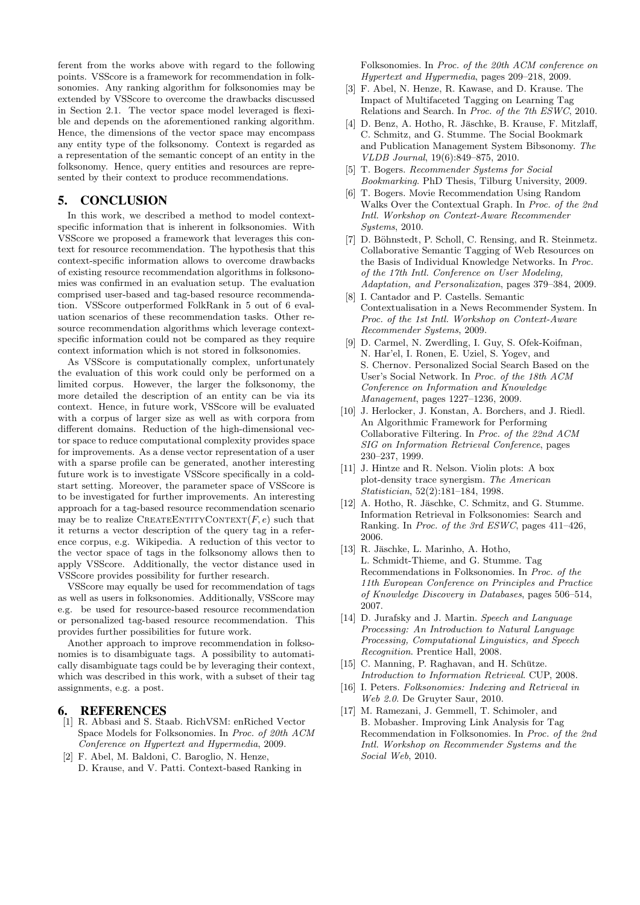ferent from the works above with regard to the following points. VSScore is a framework for recommendation in folksonomies. Any ranking algorithm for folksonomies may be extended by VSScore to overcome the drawbacks discussed in Section 2.1. The vector space model leveraged is flexible and depends on the aforementioned ranking algorithm. Hence, the dimensions of the vector space may encompass any entity type of the folksonomy. Context is regarded as a representation of the semantic concept of an entity in the folksonomy. Hence, query entities and resources are represented by their context to produce recommendations.

## 5. CONCLUSION

In this work, we described a method to model context-specific information that is inherent in folksonomies. With VSScore we proposed a framework that leverages this context for resource recommendation. The hypothesis that this context-specific information allows to overcome drawbacks of existing resource recommendation algorithms in folksonomies was confirmed in an evaluation setup. The evaluation comprised user-based and tag-based resource recommendation. VSScore outperformed FolkRank in 5 out of 6 evaluation scenarios of these recommendation tasks. Other resource recommendation algorithms which leverage context-specific information could not be compared as they require context information which is not stored in folksonomies.

As VSScore is computationally complex, unfortunately the evaluation of this work could only be performed on a limited corpus. However, the larger the folksonomy, the more detailed the description of an entity can be via its context. Hence, in future work, VSScore will be evaluated with a corpus of larger size as well as with corpora from different domains. Reduction of the high-dimensional vector space to reduce computational complexity provides space for improvements. As a dense vector representation of a user with a sparse profile can be generated, another interesting future work is to investigate VSScore specifically in a cold-start setting. Moreover, the parameter space of VSScore is to be investigated for further improvements. An interesting approach for a tag-based resource recommendation scenario may be to realize CREATEENTITYCONTEXT$(F, e)$ such that it returns a vector description of the query tag in a reference corpus, e.g. Wikipedia. A reduction of this vector to the vector space of tags in the folksonomy allows then to apply VSScore. Additionally, the vector distance used in VSScore provides possibility for further research.

VSScore may equally be used for recommendation of tags as well as users in folksonomies. Additionally, VSScore may e.g. be used for resource-based resource recommendation or personalized tag-based resource recommendation. This provides further possibilities for future work.

Another approach to improve recommendation in folksonomies is to disambiguate tags. A possibility to automatically disambiguate tags could be by leveraging their context, which was described in this work, with a subset of their tag assignments, e.g. a post.

## 6. REFERENCES

[1] R. Abbasi and S. Staab. RichVSM: enRiched Vector Space Models for Folksonomies. In *Proc. of 20th ACM Conference on Hypertext and Hypermedia*, 2009.

[2] F. Abel, M. Baldoni, C. Baroglio, N. Henze, D. Krause, and V. Patti. Context-based Ranking in Folksonomies. In *Proc. of the 20th ACM conference on Hypertext and Hypermedia*, pages 209–218, 2009.

[3] F. Abel, N. Henze, R. Kawase, and D. Krause. The Impact of Multifaceted Tagging on Learning Tag Relations and Search. In *Proc. of the 7th ESWC*, 2010.

[4] D. Benz, A. Hotho, R. Jäschke, B. Krause, F. Mitzlaff, C. Schmitz, and G. Stumme. The Social Bookmark and Publication Management System Bibsonomy. *The VLDB Journal*, 19(6):849–875, 2010.

[5] T. Bogers. *Recommender Systems for Social Bookmarking*. PhD Thesis, Tilburg University, 2009.

[6] T. Bogers. Movie Recommendation Using Random Walks Over the Contextual Graph. In *Proc. of the 2nd Intl. Workshop on Context-Aware Recommender Systems*, 2010.

[7] D. Böhnstedt, P. Scholl, C. Rensing, and R. Steinmetz. Collaborative Semantic Tagging of Web Resources on the Basis of Individual Knowledge Networks. In *Proc. of the 17th Intl. Conference on User Modeling, Adaptation, and Personalization*, pages 379–384, 2009.

[8] I. Cantador and P. Castells. Semantic Contextualisation in a News Recommender System. In *Proc. of the 1st Intl. Workshop on Context-Aware Recommender Systems*, 2009.

[9] D. Carmel, N. Zwerdling, I. Guy, S. Ofek-Koifman, N. Har'el, I. Ronen, E. Uziel, S. Yogev, and S. Chernov. Personalized Social Search Based on the User's Social Network. In *Proc. of the 18th ACM Conference on Information and Knowledge Management*, pages 1227–1236, 2009.

[10] J. Herlocker, J. Konstan, A. Borchers, and J. Riedl. An Algorithmic Framework for Performing Collaborative Filtering. In *Proc. of the 22nd ACM SIG on Information Retrieval Conference*, pages 230–237, 1999.

[11] J. Hintze and R. Nelson. Violin plots: A box plot-density trace synergism. *The American Statistician*, 52(2):181–184, 1998.

[12] A. Hotho, R. Jäschke, C. Schmitz, and G. Stumme. Information Retrieval in Folksonomies: Search and Ranking. In *Proc. of the 3rd ESWC*, pages 411–426, 2006.

[13] R. Jäschke, L. Marinho, A. Hotho, L. Schmidt-Thieme, and G. Stumme. Tag Recommendations in Folksonomies. In *Proc. of the 11th European Conference on Principles and Practice of Knowledge Discovery in Databases*, pages 506–514, 2007.

[14] D. Jurafsky and J. Martin. *Speech and Language Processing: An Introduction to Natural Language Processing, Computational Linguistics, and Speech Recognition*. Prentice Hall, 2008.

[15] C. Manning, P. Raghavan, and H. Schütze. *Introduction to Information Retrieval*. CUP, 2008.

[16] I. Peters. *Folksonomies: Indexing and Retrieval in Web 2.0*. De Gruyter Saur, 2010.

[17] M. Ramezani, J. Gemmell, T. Schimoler, and B. Mobasher. Improving Link Analysis for Tag Recommendation in Folksonomies. In *Proc. of the 2nd Intl. Workshop on Recommender Systems and the Social Web*, 2010.